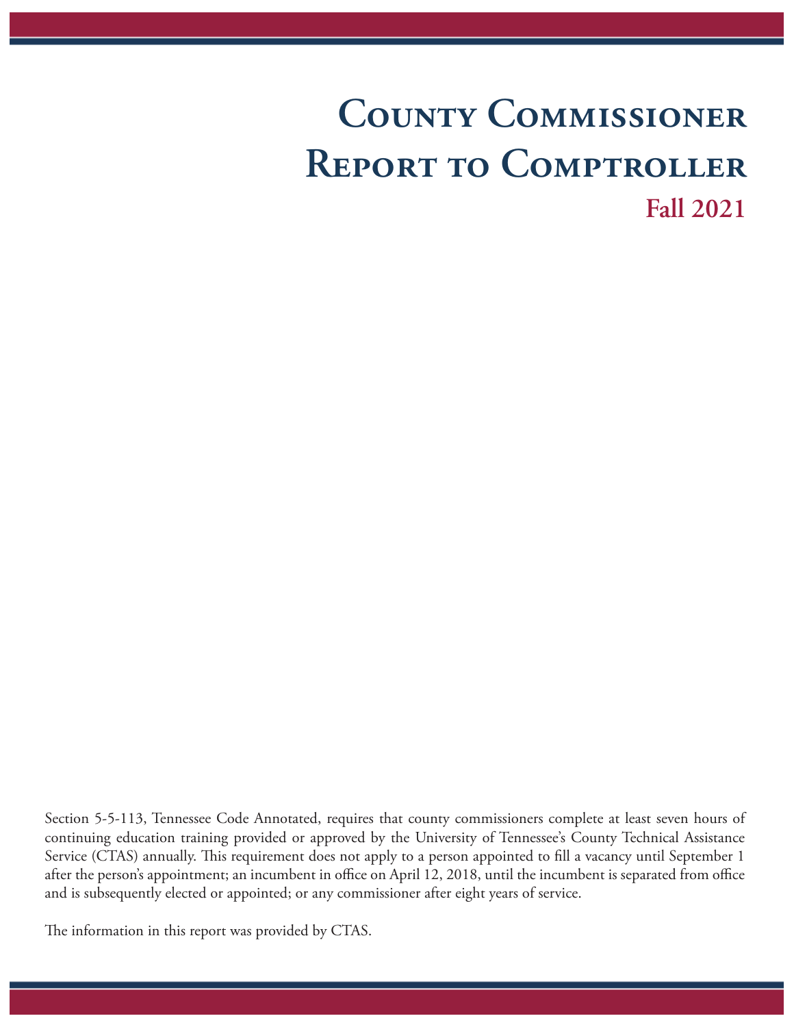# County Commissioner Report to Comptroller

## Fall 2021

Section 5-5-113, Tennessee Code Annotated, requires that county commissioners complete at least seven hours of continuing education training provided or approved by the University of Tennessee's County Technical Assistance Service (CTAS) annually. This requirement does not apply to a person appointed to fill a vacancy until September 1 after the person's appointment; an incumbent in office on April 12, 2018, until the incumbent is separated from office and is subsequently elected or appointed; or any commissioner after eight years of service.

The information in this report was provided by CTAS.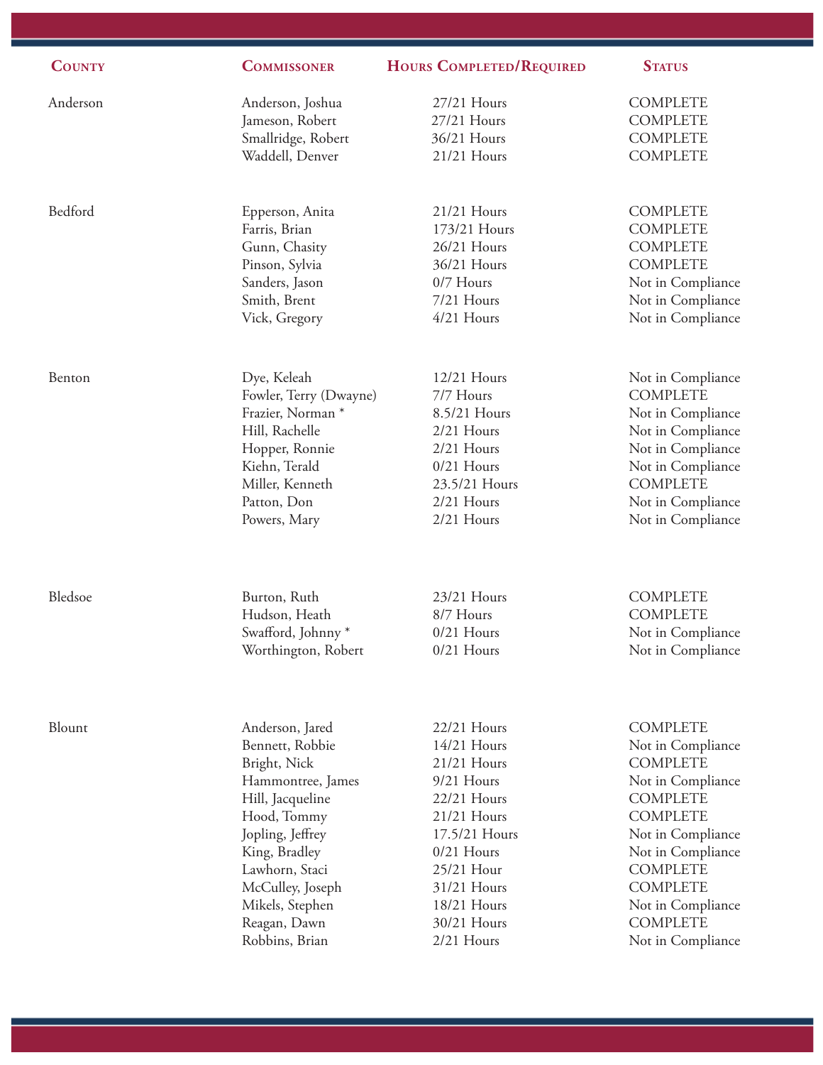| County | Commissoner | Hours Completed/Required | Status |
|---|---|---|---|
| Anderson | Anderson, Joshua | 27/21 Hours | COMPLETE |
| | Jameson, Robert | 27/21 Hours | COMPLETE |
| | Smallridge, Robert | 36/21 Hours | COMPLETE |
| | Waddell, Denver | 21/21 Hours | COMPLETE |
| Bedford | Epperson, Anita | 21/21 Hours | COMPLETE |
| | Farris, Brian | 173/21 Hours | COMPLETE |
| | Gunn, Chasity | 26/21 Hours | COMPLETE |
| | Pinson, Sylvia | 36/21 Hours | COMPLETE |
| | Sanders, Jason | 0/7 Hours | Not in Compliance |
| | Smith, Brent | 7/21 Hours | Not in Compliance |
| | Vick, Gregory | 4/21 Hours | Not in Compliance |
| Benton | Dye, Keleah | 12/21 Hours | Not in Compliance |
| | Fowler, Terry (Dwayne) | 7/7 Hours | COMPLETE |
| | Frazier, Norman * | 8.5/21 Hours | Not in Compliance |
| | Hill, Rachelle | 2/21 Hours | Not in Compliance |
| | Hopper, Ronnie | 2/21 Hours | Not in Compliance |
| | Kiehn, Terald | 0/21 Hours | Not in Compliance |
| | Miller, Kenneth | 23.5/21 Hours | COMPLETE |
| | Patton, Don | 2/21 Hours | Not in Compliance |
| | Powers, Mary | 2/21 Hours | Not in Compliance |
| Bledsoe | Burton, Ruth | 23/21 Hours | COMPLETE |
| | Hudson, Heath | 8/7 Hours | COMPLETE |
| | Swafford, Johnny * | 0/21 Hours | Not in Compliance |
| | Worthington, Robert | 0/21 Hours | Not in Compliance |
| Blount | Anderson, Jared | 22/21 Hours | COMPLETE |
| | Bennett, Robbie | 14/21 Hours | Not in Compliance |
| | Bright, Nick | 21/21 Hours | COMPLETE |
| | Hammontree, James | 9/21 Hours | Not in Compliance |
| | Hill, Jacqueline | 22/21 Hours | COMPLETE |
| | Hood, Tommy | 21/21 Hours | COMPLETE |
| | Jopling, Jeffrey | 17.5/21 Hours | Not in Compliance |
| | King, Bradley | 0/21 Hours | Not in Compliance |
| | Lawhorn, Staci | 25/21 Hour | COMPLETE |
| | McCulley, Joseph | 31/21 Hours | COMPLETE |
| | Mikels, Stephen | 18/21 Hours | Not in Compliance |
| | Reagan, Dawn | 30/21 Hours | COMPLETE |
| | Robbins, Brian | 2/21 Hours | Not in Compliance |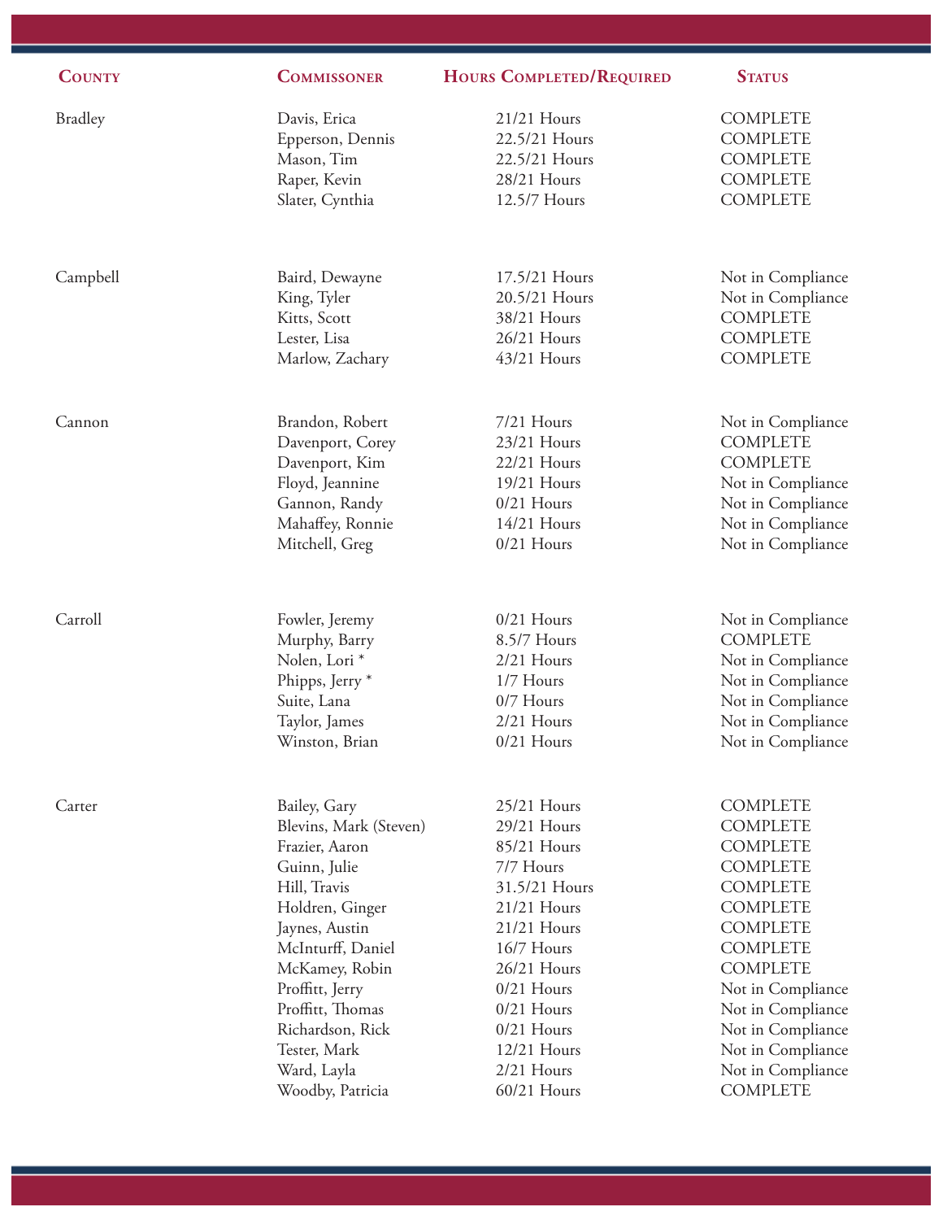| County | Commissoner | Hours Completed/Required | Status |
|---|---|---|---|
| Bradley | Davis, Erica | 21/21 Hours | COMPLETE |
| | Epperson, Dennis | 22.5/21 Hours | COMPLETE |
| | Mason, Tim | 22.5/21 Hours | COMPLETE |
| | Raper, Kevin | 28/21 Hours | COMPLETE |
| | Slater, Cynthia | 12.5/7 Hours | COMPLETE |
| Campbell | Baird, Dewayne | 17.5/21 Hours | Not in Compliance |
| | King, Tyler | 20.5/21 Hours | Not in Compliance |
| | Kitts, Scott | 38/21 Hours | COMPLETE |
| | Lester, Lisa | 26/21 Hours | COMPLETE |
| | Marlow, Zachary | 43/21 Hours | COMPLETE |
| Cannon | Brandon, Robert | 7/21 Hours | Not in Compliance |
| | Davenport, Corey | 23/21 Hours | COMPLETE |
| | Davenport, Kim | 22/21 Hours | COMPLETE |
| | Floyd, Jeannine | 19/21 Hours | Not in Compliance |
| | Gannon, Randy | 0/21 Hours | Not in Compliance |
| | Mahaffey, Ronnie | 14/21 Hours | Not in Compliance |
| | Mitchell, Greg | 0/21 Hours | Not in Compliance |
| Carroll | Fowler, Jeremy | 0/21 Hours | Not in Compliance |
| | Murphy, Barry | 8.5/7 Hours | COMPLETE |
| | Nolen, Lori * | 2/21 Hours | Not in Compliance |
| | Phipps, Jerry * | 1/7 Hours | Not in Compliance |
| | Suite, Lana | 0/7 Hours | Not in Compliance |
| | Taylor, James | 2/21 Hours | Not in Compliance |
| | Winston, Brian | 0/21 Hours | Not in Compliance |
| Carter | Bailey, Gary | 25/21 Hours | COMPLETE |
| | Blevins, Mark (Steven) | 29/21 Hours | COMPLETE |
| | Frazier, Aaron | 85/21 Hours | COMPLETE |
| | Guinn, Julie | 7/7 Hours | COMPLETE |
| | Hill, Travis | 31.5/21 Hours | COMPLETE |
| | Holdren, Ginger | 21/21 Hours | COMPLETE |
| | Jaynes, Austin | 21/21 Hours | COMPLETE |
| | McInturff, Daniel | 16/7 Hours | COMPLETE |
| | McKamey, Robin | 26/21 Hours | COMPLETE |
| | Proffitt, Jerry | 0/21 Hours | Not in Compliance |
| | Proffitt, Thomas | 0/21 Hours | Not in Compliance |
| | Richardson, Rick | 0/21 Hours | Not in Compliance |
| | Tester, Mark | 12/21 Hours | Not in Compliance |
| | Ward, Layla | 2/21 Hours | Not in Compliance |
| | Woodby, Patricia | 60/21 Hours | COMPLETE |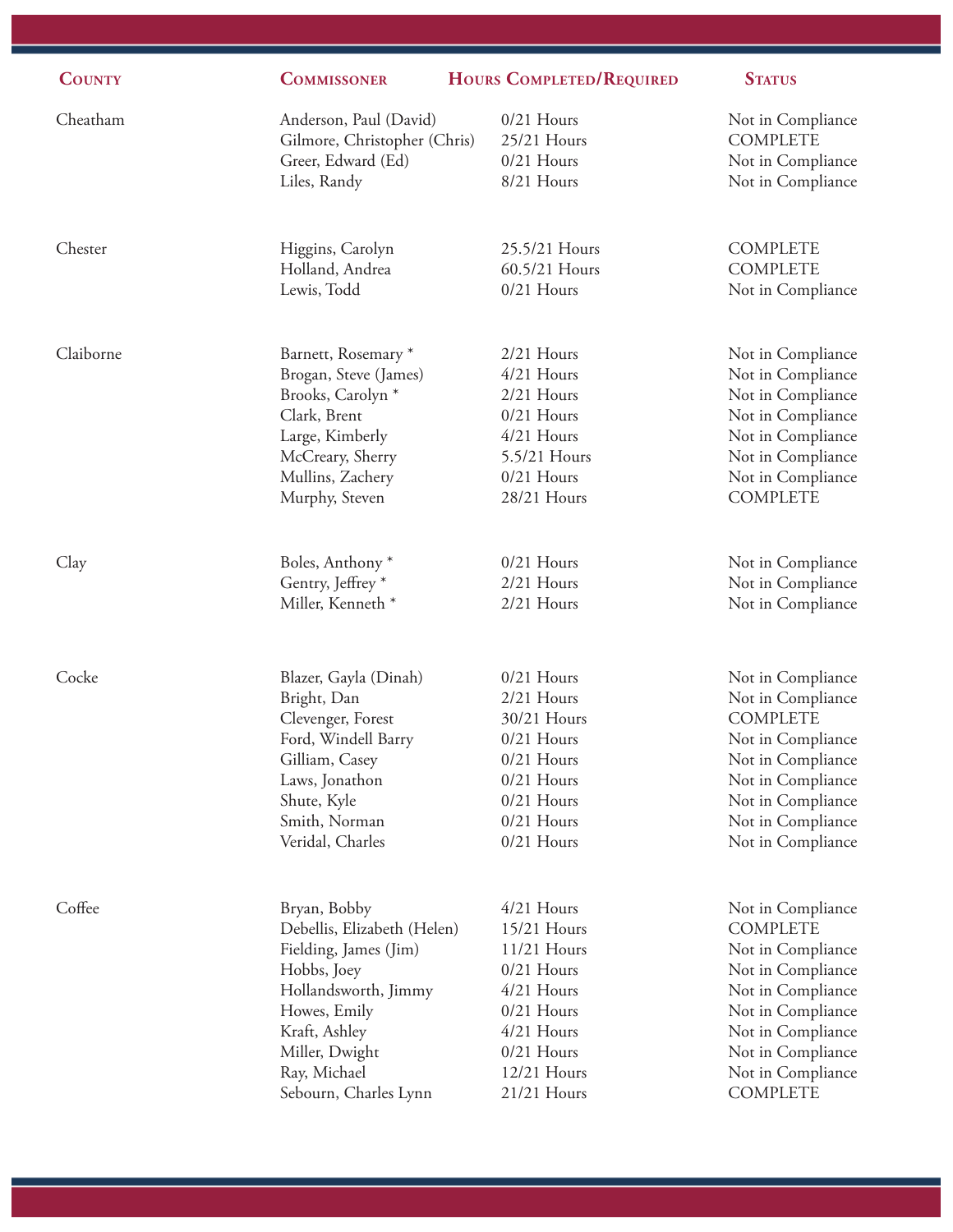| County | Commissoner | Hours Completed/Required | Status |
|---|---|---|---|
| Cheatham | Anderson, Paul (David) | 0/21 Hours | Not in Compliance |
| | Gilmore, Christopher (Chris) | 25/21 Hours | COMPLETE |
| | Greer, Edward (Ed) | 0/21 Hours | Not in Compliance |
| | Liles, Randy | 8/21 Hours | Not in Compliance |
| Chester | Higgins, Carolyn | 25.5/21 Hours | COMPLETE |
| | Holland, Andrea | 60.5/21 Hours | COMPLETE |
| | Lewis, Todd | 0/21 Hours | Not in Compliance |
| Claiborne | Barnett, Rosemary * | 2/21 Hours | Not in Compliance |
| | Brogan, Steve (James) | 4/21 Hours | Not in Compliance |
| | Brooks, Carolyn * | 2/21 Hours | Not in Compliance |
| | Clark, Brent | 0/21 Hours | Not in Compliance |
| | Large, Kimberly | 4/21 Hours | Not in Compliance |
| | McCreary, Sherry | 5.5/21 Hours | Not in Compliance |
| | Mullins, Zachery | 0/21 Hours | Not in Compliance |
| | Murphy, Steven | 28/21 Hours | COMPLETE |
| Clay | Boles, Anthony * | 0/21 Hours | Not in Compliance |
| | Gentry, Jeffrey * | 2/21 Hours | Not in Compliance |
| | Miller, Kenneth * | 2/21 Hours | Not in Compliance |
| Cocke | Blazer, Gayla (Dinah) | 0/21 Hours | Not in Compliance |
| | Bright, Dan | 2/21 Hours | Not in Compliance |
| | Clevenger, Forest | 30/21 Hours | COMPLETE |
| | Ford, Windell Barry | 0/21 Hours | Not in Compliance |
| | Gilliam, Casey | 0/21 Hours | Not in Compliance |
| | Laws, Jonathon | 0/21 Hours | Not in Compliance |
| | Shute, Kyle | 0/21 Hours | Not in Compliance |
| | Smith, Norman | 0/21 Hours | Not in Compliance |
| | Veridal, Charles | 0/21 Hours | Not in Compliance |
| Coffee | Bryan, Bobby | 4/21 Hours | Not in Compliance |
| | Debellis, Elizabeth (Helen) | 15/21 Hours | COMPLETE |
| | Fielding, James (Jim) | 11/21 Hours | Not in Compliance |
| | Hobbs, Joey | 0/21 Hours | Not in Compliance |
| | Hollandsworth, Jimmy | 4/21 Hours | Not in Compliance |
| | Howes, Emily | 0/21 Hours | Not in Compliance |
| | Kraft, Ashley | 4/21 Hours | Not in Compliance |
| | Miller, Dwight | 0/21 Hours | Not in Compliance |
| | Ray, Michael | 12/21 Hours | Not in Compliance |
| | Sebourn, Charles Lynn | 21/21 Hours | COMPLETE |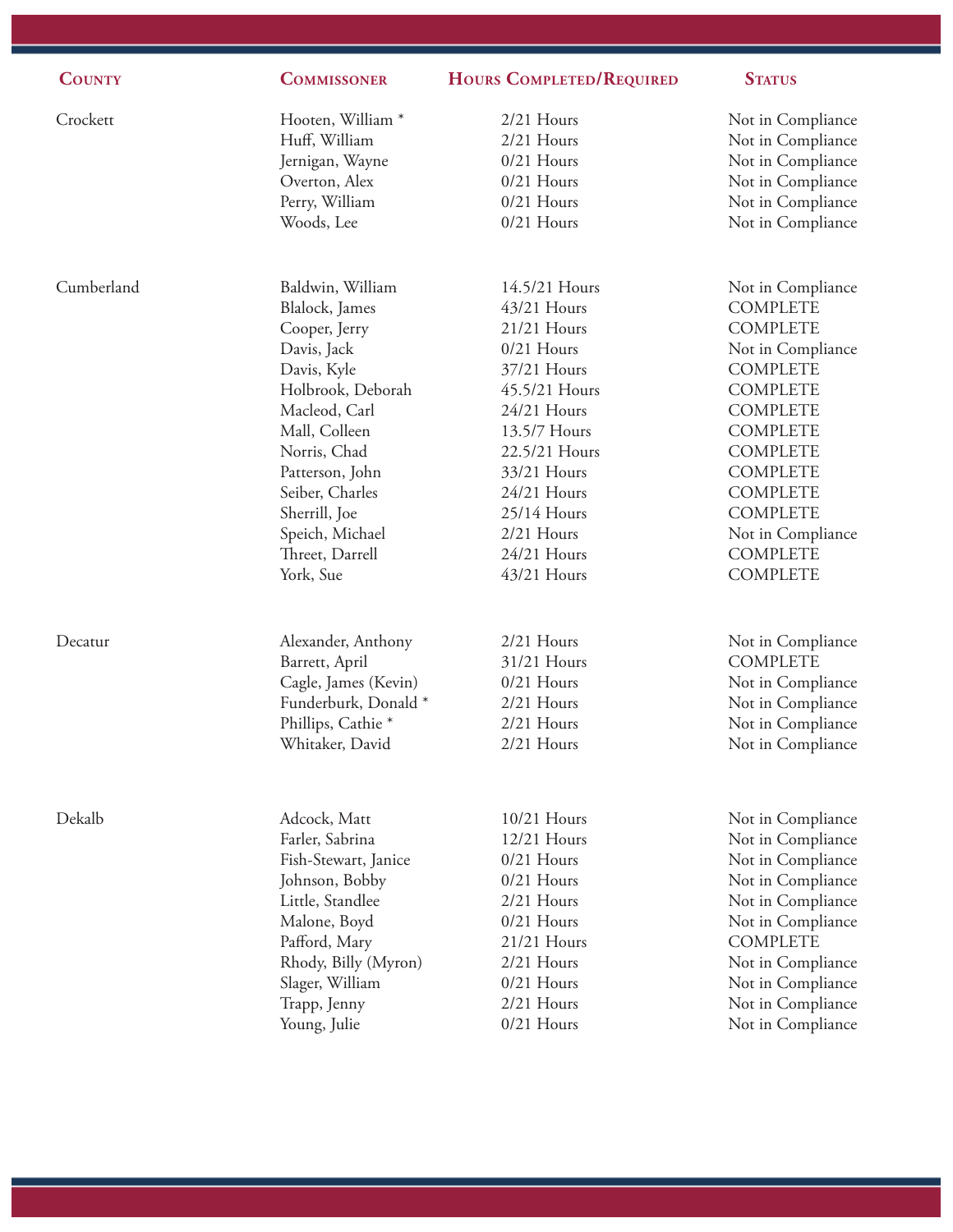| County | Commissoner | Hours Completed/Required | Status |
|---|---|---|---|
| Crockett | Hooten, William * | 2/21 Hours | Not in Compliance |
| | Huff, William | 2/21 Hours | Not in Compliance |
| | Jernigan, Wayne | 0/21 Hours | Not in Compliance |
| | Overton, Alex | 0/21 Hours | Not in Compliance |
| | Perry, William | 0/21 Hours | Not in Compliance |
| | Woods, Lee | 0/21 Hours | Not in Compliance |
| Cumberland | Baldwin, William | 14.5/21 Hours | Not in Compliance |
| | Blalock, James | 43/21 Hours | COMPLETE |
| | Cooper, Jerry | 21/21 Hours | COMPLETE |
| | Davis, Jack | 0/21 Hours | Not in Compliance |
| | Davis, Kyle | 37/21 Hours | COMPLETE |
| | Holbrook, Deborah | 45.5/21 Hours | COMPLETE |
| | Macleod, Carl | 24/21 Hours | COMPLETE |
| | Mall, Colleen | 13.5/7 Hours | COMPLETE |
| | Norris, Chad | 22.5/21 Hours | COMPLETE |
| | Patterson, John | 33/21 Hours | COMPLETE |
| | Seiber, Charles | 24/21 Hours | COMPLETE |
| | Sherrill, Joe | 25/14 Hours | COMPLETE |
| | Speich, Michael | 2/21 Hours | Not in Compliance |
| | Threet, Darrell | 24/21 Hours | COMPLETE |
| | York, Sue | 43/21 Hours | COMPLETE |
| Decatur | Alexander, Anthony | 2/21 Hours | Not in Compliance |
| | Barrett, April | 31/21 Hours | COMPLETE |
| | Cagle, James (Kevin) | 0/21 Hours | Not in Compliance |
| | Funderburk, Donald * | 2/21 Hours | Not in Compliance |
| | Phillips, Cathie * | 2/21 Hours | Not in Compliance |
| | Whitaker, David | 2/21 Hours | Not in Compliance |
| Dekalb | Adcock, Matt | 10/21 Hours | Not in Compliance |
| | Farler, Sabrina | 12/21 Hours | Not in Compliance |
| | Fish-Stewart, Janice | 0/21 Hours | Not in Compliance |
| | Johnson, Bobby | 0/21 Hours | Not in Compliance |
| | Little, Standlee | 2/21 Hours | Not in Compliance |
| | Malone, Boyd | 0/21 Hours | Not in Compliance |
| | Pafford, Mary | 21/21 Hours | COMPLETE |
| | Rhody, Billy (Myron) | 2/21 Hours | Not in Compliance |
| | Slager, William | 0/21 Hours | Not in Compliance |
| | Trapp, Jenny | 2/21 Hours | Not in Compliance |
| | Young, Julie | 0/21 Hours | Not in Compliance |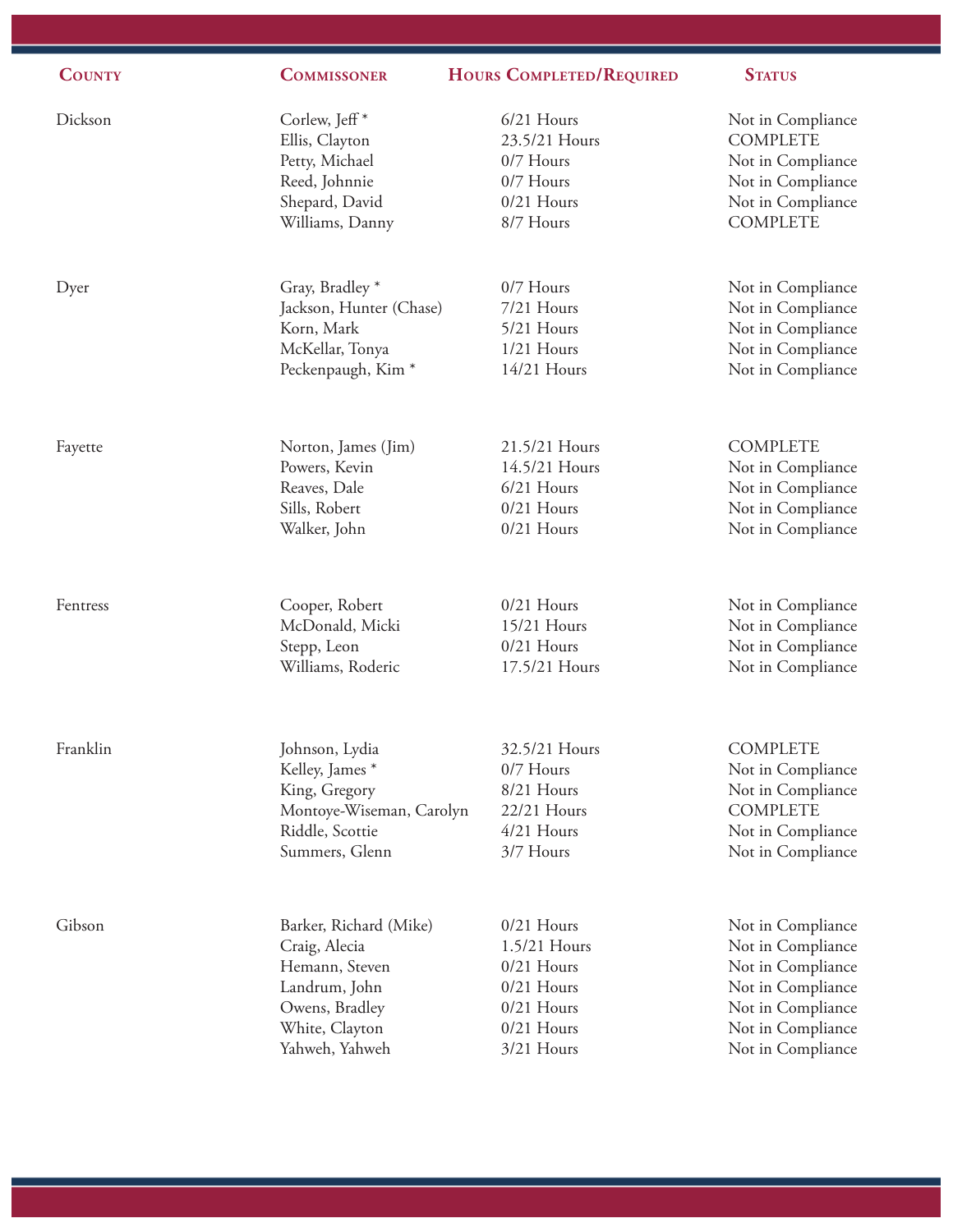| County | Commissoner | Hours Completed/Required | Status |
|---|---|---|---|
| Dickson | Corlew, Jeff * | 6/21 Hours | Not in Compliance |
| | Ellis, Clayton | 23.5/21 Hours | COMPLETE |
| | Petty, Michael | 0/7 Hours | Not in Compliance |
| | Reed, Johnnie | 0/7 Hours | Not in Compliance |
| | Shepard, David | 0/21 Hours | Not in Compliance |
| | Williams, Danny | 8/7 Hours | COMPLETE |
| Dyer | Gray, Bradley * | 0/7 Hours | Not in Compliance |
| | Jackson, Hunter (Chase) | 7/21 Hours | Not in Compliance |
| | Korn, Mark | 5/21 Hours | Not in Compliance |
| | McKellar, Tonya | 1/21 Hours | Not in Compliance |
| | Peckenpaugh, Kim * | 14/21 Hours | Not in Compliance |
| Fayette | Norton, James (Jim) | 21.5/21 Hours | COMPLETE |
| | Powers, Kevin | 14.5/21 Hours | Not in Compliance |
| | Reaves, Dale | 6/21 Hours | Not in Compliance |
| | Sills, Robert | 0/21 Hours | Not in Compliance |
| | Walker, John | 0/21 Hours | Not in Compliance |
| Fentress | Cooper, Robert | 0/21 Hours | Not in Compliance |
| | McDonald, Micki | 15/21 Hours | Not in Compliance |
| | Stepp, Leon | 0/21 Hours | Not in Compliance |
| | Williams, Roderic | 17.5/21 Hours | Not in Compliance |
| Franklin | Johnson, Lydia | 32.5/21 Hours | COMPLETE |
| | Kelley, James * | 0/7 Hours | Not in Compliance |
| | King, Gregory | 8/21 Hours | Not in Compliance |
| | Montoye-Wiseman, Carolyn | 22/21 Hours | COMPLETE |
| | Riddle, Scottie | 4/21 Hours | Not in Compliance |
| | Summers, Glenn | 3/7 Hours | Not in Compliance |
| Gibson | Barker, Richard (Mike) | 0/21 Hours | Not in Compliance |
| | Craig, Alecia | 1.5/21 Hours | Not in Compliance |
| | Hemann, Steven | 0/21 Hours | Not in Compliance |
| | Landrum, John | 0/21 Hours | Not in Compliance |
| | Owens, Bradley | 0/21 Hours | Not in Compliance |
| | White, Clayton | 0/21 Hours | Not in Compliance |
| | Yahweh, Yahweh | 3/21 Hours | Not in Compliance |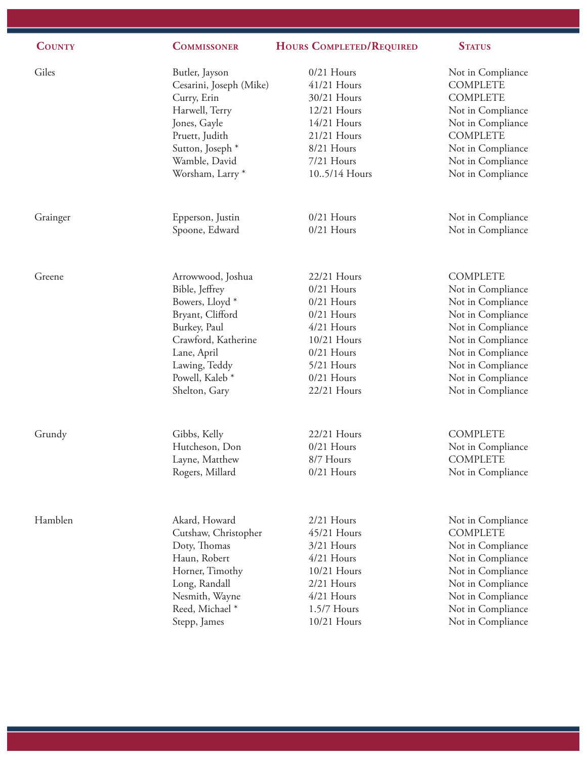| County | Commissoner | Hours Completed/Required | Status |
|---|---|---|---|
| Giles | Butler, Jayson | 0/21 Hours | Not in Compliance |
| | Cesarini, Joseph (Mike) | 41/21 Hours | COMPLETE |
| | Curry, Erin | 30/21 Hours | COMPLETE |
| | Harwell, Terry | 12/21 Hours | Not in Compliance |
| | Jones, Gayle | 14/21 Hours | Not in Compliance |
| | Pruett, Judith | 21/21 Hours | COMPLETE |
| | Sutton, Joseph * | 8/21 Hours | Not in Compliance |
| | Wamble, David | 7/21 Hours | Not in Compliance |
| | Worsham, Larry * | 10..5/14 Hours | Not in Compliance |
| Grainger | Epperson, Justin | 0/21 Hours | Not in Compliance |
| | Spoone, Edward | 0/21 Hours | Not in Compliance |
| Greene | Arrowwood, Joshua | 22/21 Hours | COMPLETE |
| | Bible, Jeffrey | 0/21 Hours | Not in Compliance |
| | Bowers, Lloyd * | 0/21 Hours | Not in Compliance |
| | Bryant, Clifford | 0/21 Hours | Not in Compliance |
| | Burkey, Paul | 4/21 Hours | Not in Compliance |
| | Crawford, Katherine | 10/21 Hours | Not in Compliance |
| | Lane, April | 0/21 Hours | Not in Compliance |
| | Lawing, Teddy | 5/21 Hours | Not in Compliance |
| | Powell, Kaleb * | 0/21 Hours | Not in Compliance |
| | Shelton, Gary | 22/21 Hours | Not in Compliance |
| Grundy | Gibbs, Kelly | 22/21 Hours | COMPLETE |
| | Hutcheson, Don | 0/21 Hours | Not in Compliance |
| | Layne, Matthew | 8/7 Hours | COMPLETE |
| | Rogers, Millard | 0/21 Hours | Not in Compliance |
| Hamblen | Akard, Howard | 2/21 Hours | Not in Compliance |
| | Cutshaw, Christopher | 45/21 Hours | COMPLETE |
| | Doty, Thomas | 3/21 Hours | Not in Compliance |
| | Haun, Robert | 4/21 Hours | Not in Compliance |
| | Horner, Timothy | 10/21 Hours | Not in Compliance |
| | Long, Randall | 2/21 Hours | Not in Compliance |
| | Nesmith, Wayne | 4/21 Hours | Not in Compliance |
| | Reed, Michael * | 1.5/7 Hours | Not in Compliance |
| | Stepp, James | 10/21 Hours | Not in Compliance |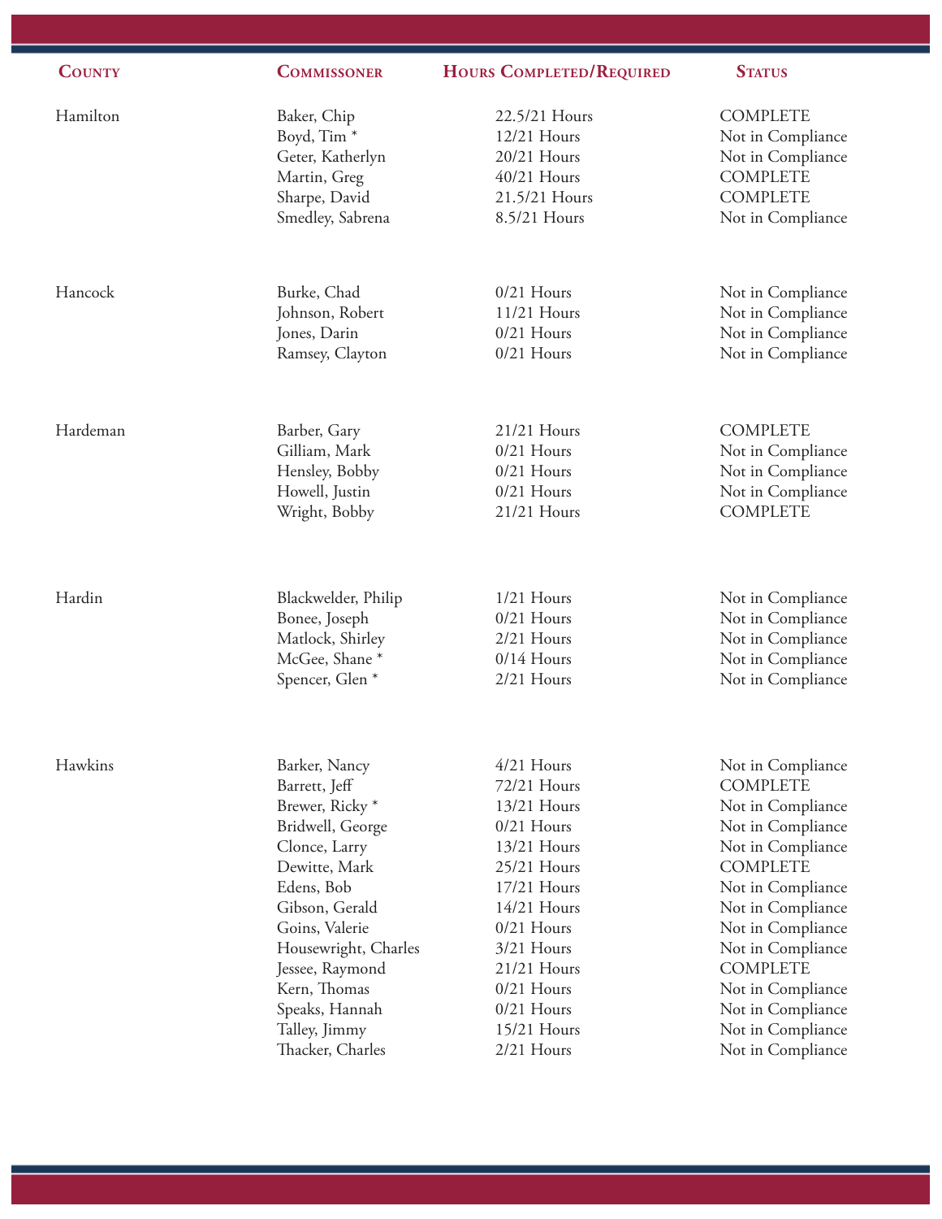| County | Commissoner | Hours Completed/Required | Status |
|---|---|---|---|
| Hamilton | Baker, Chip | 22.5/21 Hours | COMPLETE |
| | Boyd, Tim * | 12/21 Hours | Not in Compliance |
| | Geter, Katherlyn | 20/21 Hours | Not in Compliance |
| | Martin, Greg | 40/21 Hours | COMPLETE |
| | Sharpe, David | 21.5/21 Hours | COMPLETE |
| | Smedley, Sabrena | 8.5/21 Hours | Not in Compliance |
| Hancock | Burke, Chad | 0/21 Hours | Not in Compliance |
| | Johnson, Robert | 11/21 Hours | Not in Compliance |
| | Jones, Darin | 0/21 Hours | Not in Compliance |
| | Ramsey, Clayton | 0/21 Hours | Not in Compliance |
| Hardeman | Barber, Gary | 21/21 Hours | COMPLETE |
| | Gilliam, Mark | 0/21 Hours | Not in Compliance |
| | Hensley, Bobby | 0/21 Hours | Not in Compliance |
| | Howell, Justin | 0/21 Hours | Not in Compliance |
| | Wright, Bobby | 21/21 Hours | COMPLETE |
| Hardin | Blackwelder, Philip | 1/21 Hours | Not in Compliance |
| | Bonee, Joseph | 0/21 Hours | Not in Compliance |
| | Matlock, Shirley | 2/21 Hours | Not in Compliance |
| | McGee, Shane * | 0/14 Hours | Not in Compliance |
| | Spencer, Glen * | 2/21 Hours | Not in Compliance |
| Hawkins | Barker, Nancy | 4/21 Hours | Not in Compliance |
| | Barrett, Jeff | 72/21 Hours | COMPLETE |
| | Brewer, Ricky * | 13/21 Hours | Not in Compliance |
| | Bridwell, George | 0/21 Hours | Not in Compliance |
| | Clonce, Larry | 13/21 Hours | Not in Compliance |
| | Dewitte, Mark | 25/21 Hours | COMPLETE |
| | Edens, Bob | 17/21 Hours | Not in Compliance |
| | Gibson, Gerald | 14/21 Hours | Not in Compliance |
| | Goins, Valerie | 0/21 Hours | Not in Compliance |
| | Housewright, Charles | 3/21 Hours | Not in Compliance |
| | Jessee, Raymond | 21/21 Hours | COMPLETE |
| | Kern, Thomas | 0/21 Hours | Not in Compliance |
| | Speaks, Hannah | 0/21 Hours | Not in Compliance |
| | Talley, Jimmy | 15/21 Hours | Not in Compliance |
| | Thacker, Charles | 2/21 Hours | Not in Compliance |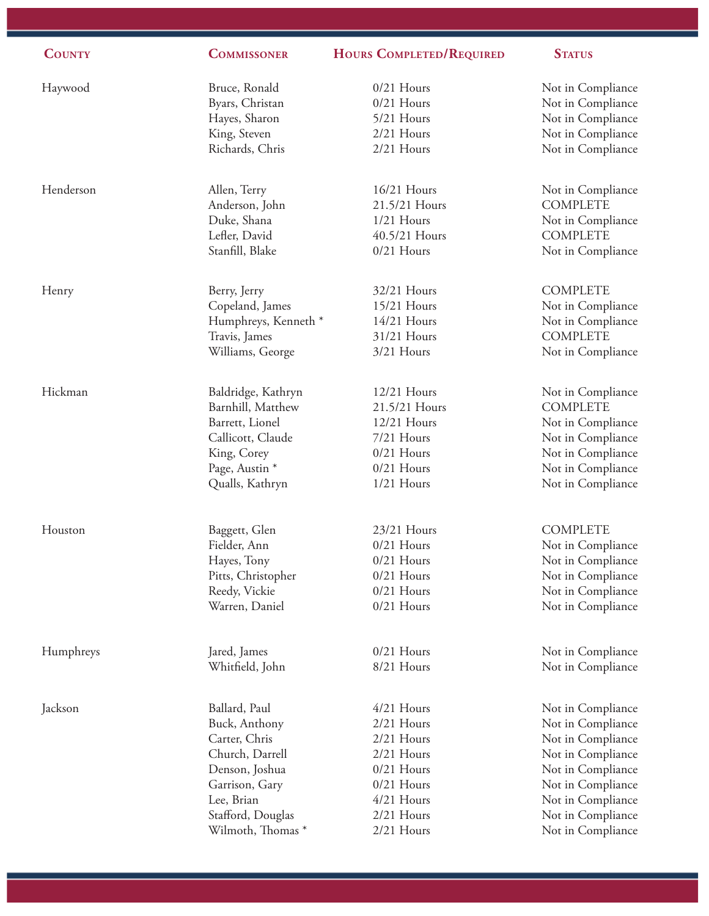| County | Commissoner | Hours Completed/Required | Status |
| --- | --- | --- | --- |
| Haywood | Bruce, Ronald | 0/21 Hours | Not in Compliance |
| | Byars, Christan | 0/21 Hours | Not in Compliance |
| | Hayes, Sharon | 5/21 Hours | Not in Compliance |
| | King, Steven | 2/21 Hours | Not in Compliance |
| | Richards, Chris | 2/21 Hours | Not in Compliance |
| Henderson | Allen, Terry | 16/21 Hours | Not in Compliance |
| | Anderson, John | 21.5/21 Hours | COMPLETE |
| | Duke, Shana | 1/21 Hours | Not in Compliance |
| | Lefler, David | 40.5/21 Hours | COMPLETE |
| | Stanfill, Blake | 0/21 Hours | Not in Compliance |
| Henry | Berry, Jerry | 32/21 Hours | COMPLETE |
| | Copeland, James | 15/21 Hours | Not in Compliance |
| | Humphreys, Kenneth * | 14/21 Hours | Not in Compliance |
| | Travis, James | 31/21 Hours | COMPLETE |
| | Williams, George | 3/21 Hours | Not in Compliance |
| Hickman | Baldridge, Kathryn | 12/21 Hours | Not in Compliance |
| | Barnhill, Matthew | 21.5/21 Hours | COMPLETE |
| | Barrett, Lionel | 12/21 Hours | Not in Compliance |
| | Callicott, Claude | 7/21 Hours | Not in Compliance |
| | King, Corey | 0/21 Hours | Not in Compliance |
| | Page, Austin * | 0/21 Hours | Not in Compliance |
| | Qualls, Kathryn | 1/21 Hours | Not in Compliance |
| Houston | Baggett, Glen | 23/21 Hours | COMPLETE |
| | Fielder, Ann | 0/21 Hours | Not in Compliance |
| | Hayes, Tony | 0/21 Hours | Not in Compliance |
| | Pitts, Christopher | 0/21 Hours | Not in Compliance |
| | Reedy, Vickie | 0/21 Hours | Not in Compliance |
| | Warren, Daniel | 0/21 Hours | Not in Compliance |
| Humphreys | Jared, James | 0/21 Hours | Not in Compliance |
| | Whitfield, John | 8/21 Hours | Not in Compliance |
| Jackson | Ballard, Paul | 4/21 Hours | Not in Compliance |
| | Buck, Anthony | 2/21 Hours | Not in Compliance |
| | Carter, Chris | 2/21 Hours | Not in Compliance |
| | Church, Darrell | 2/21 Hours | Not in Compliance |
| | Denson, Joshua | 0/21 Hours | Not in Compliance |
| | Garrison, Gary | 0/21 Hours | Not in Compliance |
| | Lee, Brian | 4/21 Hours | Not in Compliance |
| | Stafford, Douglas | 2/21 Hours | Not in Compliance |
| | Wilmoth, Thomas * | 2/21 Hours | Not in Compliance |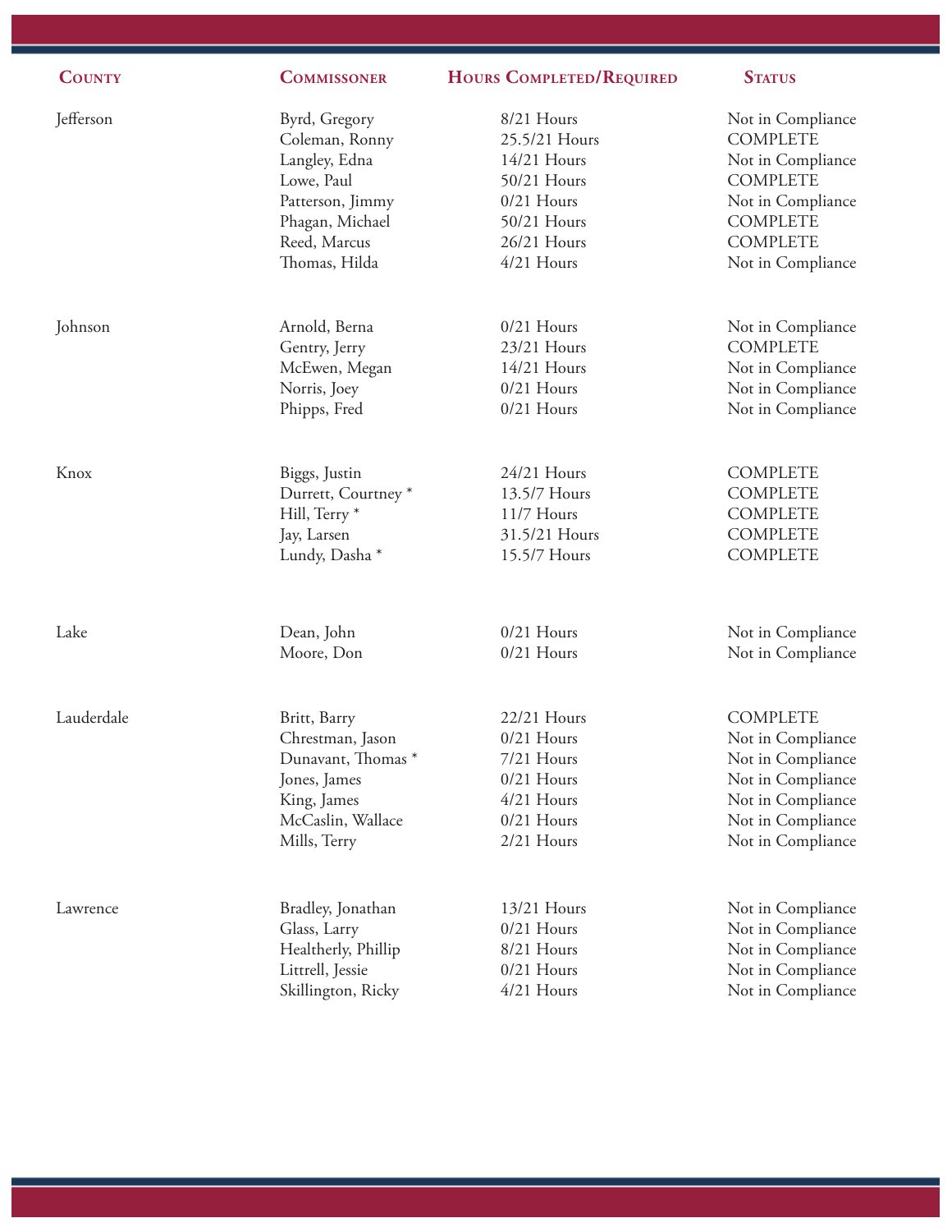| County | Commissoner | Hours Completed/Required | Status |
|---|---|---|---|
| Jefferson | Byrd, Gregory | 8/21 Hours | Not in Compliance |
| | Coleman, Ronny | 25.5/21 Hours | COMPLETE |
| | Langley, Edna | 14/21 Hours | Not in Compliance |
| | Lowe, Paul | 50/21 Hours | COMPLETE |
| | Patterson, Jimmy | 0/21 Hours | Not in Compliance |
| | Phagan, Michael | 50/21 Hours | COMPLETE |
| | Reed, Marcus | 26/21 Hours | COMPLETE |
| | Thomas, Hilda | 4/21 Hours | Not in Compliance |
| Johnson | Arnold, Berna | 0/21 Hours | Not in Compliance |
| | Gentry, Jerry | 23/21 Hours | COMPLETE |
| | McEwen, Megan | 14/21 Hours | Not in Compliance |
| | Norris, Joey | 0/21 Hours | Not in Compliance |
| | Phipps, Fred | 0/21 Hours | Not in Compliance |
| Knox | Biggs, Justin | 24/21 Hours | COMPLETE |
| | Durrett, Courtney * | 13.5/7 Hours | COMPLETE |
| | Hill, Terry * | 11/7 Hours | COMPLETE |
| | Jay, Larsen | 31.5/21 Hours | COMPLETE |
| | Lundy, Dasha * | 15.5/7 Hours | COMPLETE |
| Lake | Dean, John | 0/21 Hours | Not in Compliance |
| | Moore, Don | 0/21 Hours | Not in Compliance |
| Lauderdale | Britt, Barry | 22/21 Hours | COMPLETE |
| | Chrestman, Jason | 0/21 Hours | Not in Compliance |
| | Dunavant, Thomas * | 7/21 Hours | Not in Compliance |
| | Jones, James | 0/21 Hours | Not in Compliance |
| | King, James | 4/21 Hours | Not in Compliance |
| | McCaslin, Wallace | 0/21 Hours | Not in Compliance |
| | Mills, Terry | 2/21 Hours | Not in Compliance |
| Lawrence | Bradley, Jonathan | 13/21 Hours | Not in Compliance |
| | Glass, Larry | 0/21 Hours | Not in Compliance |
| | Healtherly, Phillip | 8/21 Hours | Not in Compliance |
| | Littrell, Jessie | 0/21 Hours | Not in Compliance |
| | Skillington, Ricky | 4/21 Hours | Not in Compliance |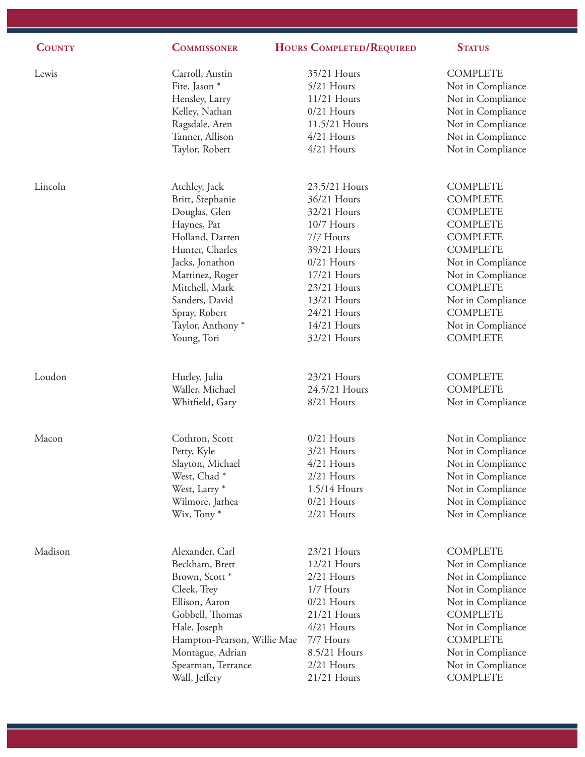| County | Commissoner | Hours Completed/Required | Status |
| --- | --- | --- | --- |
| Lewis | Carroll, Austin | 35/21 Hours | COMPLETE |
| | Fite, Jason * | 5/21 Hours | Not in Compliance |
| | Hensley, Larry | 11/21 Hours | Not in Compliance |
| | Kelley, Nathan | 0/21 Hours | Not in Compliance |
| | Ragsdale, Aren | 11.5/21 Hours | Not in Compliance |
| | Tanner, Allison | 4/21 Hours | Not in Compliance |
| | Taylor, Robert | 4/21 Hours | Not in Compliance |
| Lincoln | Atchley, Jack | 23.5/21 Hours | COMPLETE |
| | Britt, Stephanie | 36/21 Hours | COMPLETE |
| | Douglas, Glen | 32/21 Hours | COMPLETE |
| | Haynes, Pat | 10/7 Hours | COMPLETE |
| | Holland, Darren | 7/7 Hours | COMPLETE |
| | Hunter, Charles | 39/21 Hours | COMPLETE |
| | Jacks, Jonathon | 0/21 Hours | Not in Compliance |
| | Martinez, Roger | 17/21 Hours | Not in Compliance |
| | Mitchell, Mark | 23/21 Hours | COMPLETE |
| | Sanders, David | 13/21 Hours | Not in Compliance |
| | Spray, Robert | 24/21 Hours | COMPLETE |
| | Taylor, Anthony * | 14/21 Hours | Not in Compliance |
| | Young, Tori | 32/21 Hours | COMPLETE |
| Loudon | Hurley, Julia | 23/21 Hours | COMPLETE |
| | Waller, Michael | 24.5/21 Hours | COMPLETE |
| | Whitfield, Gary | 8/21 Hours | Not in Compliance |
| Macon | Cothron, Scott | 0/21 Hours | Not in Compliance |
| | Petty, Kyle | 3/21 Hours | Not in Compliance |
| | Slayton, Michael | 4/21 Hours | Not in Compliance |
| | West, Chad * | 2/21 Hours | Not in Compliance |
| | West, Larry * | 1.5/14 Hours | Not in Compliance |
| | Wilmore, Jarhea | 0/21 Hours | Not in Compliance |
| | Wix, Tony * | 2/21 Hours | Not in Compliance |
| Madison | Alexander, Carl | 23/21 Hours | COMPLETE |
| | Beckham, Brett | 12/21 Hours | Not in Compliance |
| | Brown, Scott * | 2/21 Hours | Not in Compliance |
| | Cleek, Trey | 1/7 Hours | Not in Compliance |
| | Ellison, Aaron | 0/21 Hours | Not in Compliance |
| | Gobbell, Thomas | 21/21 Hours | COMPLETE |
| | Hale, Joseph | 4/21 Hours | Not in Compliance |
| | Hampton-Pearson, Willie Mae | 7/7 Hours | COMPLETE |
| | Montague, Adrian | 8.5/21 Hours | Not in Compliance |
| | Spearman, Terrance | 2/21 Hours | Not in Compliance |
| | Wall, Jeffery | 21/21 Hours | COMPLETE |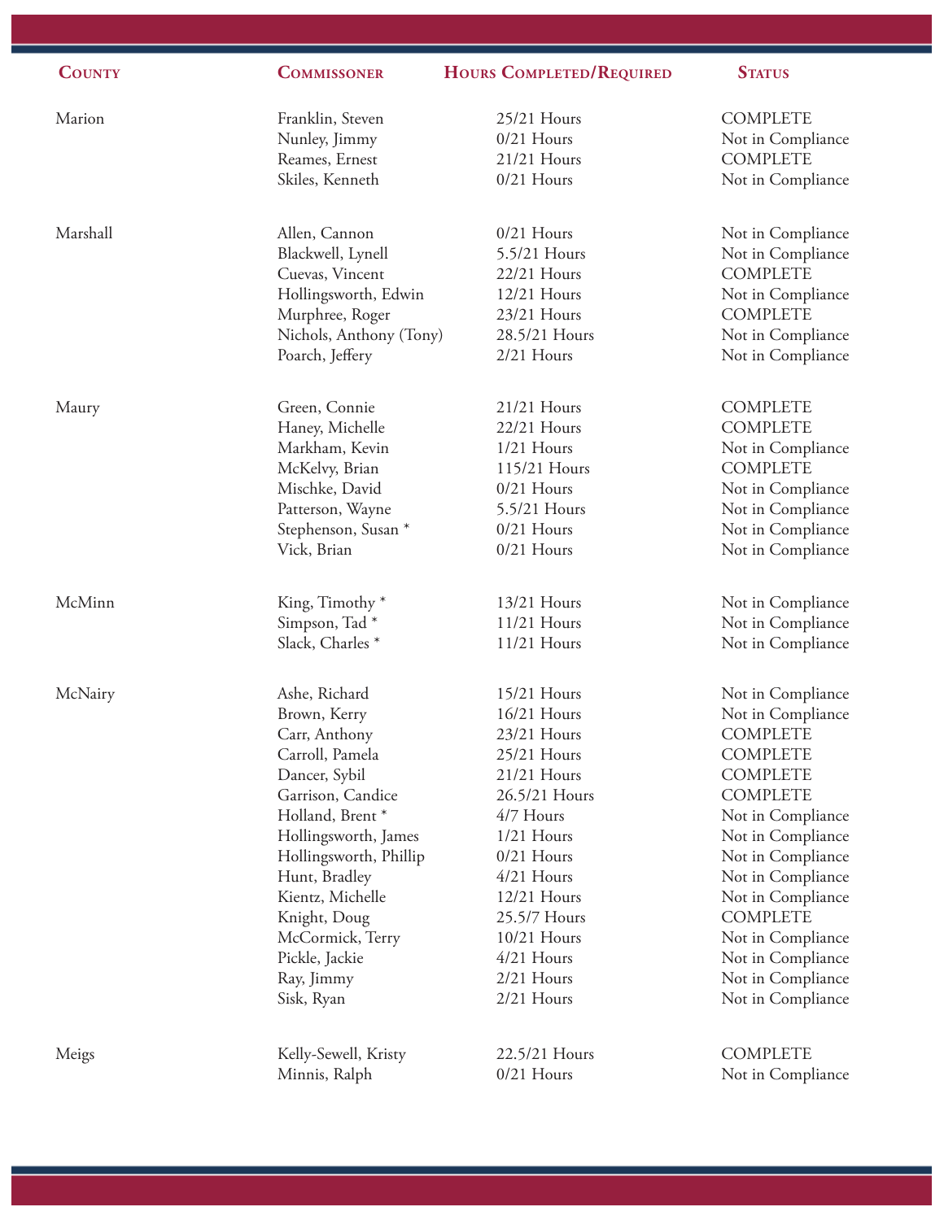| County | Commissoner | Hours Completed/Required | Status |
|---|---|---|---|
| Marion | Franklin, Steven | 25/21 Hours | COMPLETE |
| | Nunley, Jimmy | 0/21 Hours | Not in Compliance |
| | Reames, Ernest | 21/21 Hours | COMPLETE |
| | Skiles, Kenneth | 0/21 Hours | Not in Compliance |
| Marshall | Allen, Cannon | 0/21 Hours | Not in Compliance |
| | Blackwell, Lynell | 5.5/21 Hours | Not in Compliance |
| | Cuevas, Vincent | 22/21 Hours | COMPLETE |
| | Hollingsworth, Edwin | 12/21 Hours | Not in Compliance |
| | Murphree, Roger | 23/21 Hours | COMPLETE |
| | Nichols, Anthony (Tony) | 28.5/21 Hours | Not in Compliance |
| | Poarch, Jeffery | 2/21 Hours | Not in Compliance |
| Maury | Green, Connie | 21/21 Hours | COMPLETE |
| | Haney, Michelle | 22/21 Hours | COMPLETE |
| | Markham, Kevin | 1/21 Hours | Not in Compliance |
| | McKelvy, Brian | 115/21 Hours | COMPLETE |
| | Mischke, David | 0/21 Hours | Not in Compliance |
| | Patterson, Wayne | 5.5/21 Hours | Not in Compliance |
| | Stephenson, Susan * | 0/21 Hours | Not in Compliance |
| | Vick, Brian | 0/21 Hours | Not in Compliance |
| McMinn | King, Timothy * | 13/21 Hours | Not in Compliance |
| | Simpson, Tad * | 11/21 Hours | Not in Compliance |
| | Slack, Charles * | 11/21 Hours | Not in Compliance |
| McNairy | Ashe, Richard | 15/21 Hours | Not in Compliance |
| | Brown, Kerry | 16/21 Hours | Not in Compliance |
| | Carr, Anthony | 23/21 Hours | COMPLETE |
| | Carroll, Pamela | 25/21 Hours | COMPLETE |
| | Dancer, Sybil | 21/21 Hours | COMPLETE |
| | Garrison, Candice | 26.5/21 Hours | COMPLETE |
| | Holland, Brent * | 4/7 Hours | Not in Compliance |
| | Hollingsworth, James | 1/21 Hours | Not in Compliance |
| | Hollingsworth, Phillip | 0/21 Hours | Not in Compliance |
| | Hunt, Bradley | 4/21 Hours | Not in Compliance |
| | Kientz, Michelle | 12/21 Hours | Not in Compliance |
| | Knight, Doug | 25.5/7 Hours | COMPLETE |
| | McCormick, Terry | 10/21 Hours | Not in Compliance |
| | Pickle, Jackie | 4/21 Hours | Not in Compliance |
| | Ray, Jimmy | 2/21 Hours | Not in Compliance |
| | Sisk, Ryan | 2/21 Hours | Not in Compliance |
| Meigs | Kelly-Sewell, Kristy | 22.5/21 Hours | COMPLETE |
| | Minnis, Ralph | 0/21 Hours | Not in Compliance |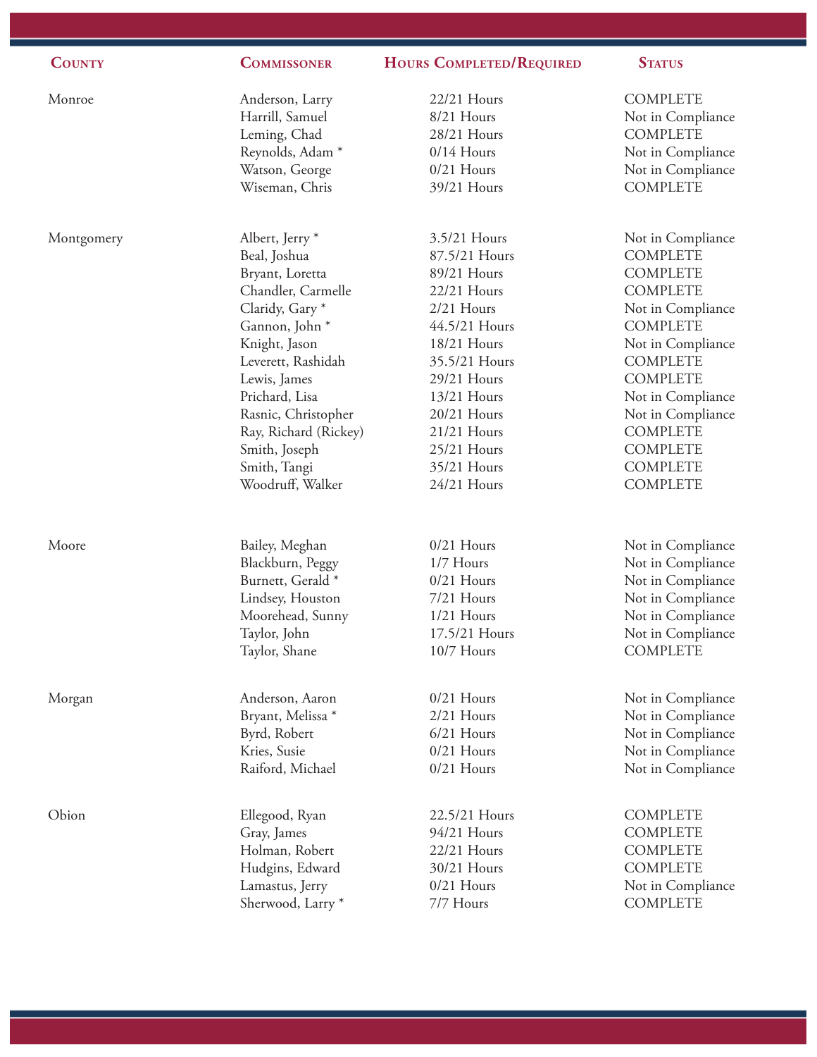| County | Commissoner | Hours Completed/Required | Status |
|---|---|---|---|
| Monroe | Anderson, Larry | 22/21 Hours | COMPLETE |
| | Harrill, Samuel | 8/21 Hours | Not in Compliance |
| | Leming, Chad | 28/21 Hours | COMPLETE |
| | Reynolds, Adam * | 0/14 Hours | Not in Compliance |
| | Watson, George | 0/21 Hours | Not in Compliance |
| | Wiseman, Chris | 39/21 Hours | COMPLETE |
| Montgomery | Albert, Jerry * | 3.5/21 Hours | Not in Compliance |
| | Beal, Joshua | 87.5/21 Hours | COMPLETE |
| | Bryant, Loretta | 89/21 Hours | COMPLETE |
| | Chandler, Carmelle | 22/21 Hours | COMPLETE |
| | Claridy, Gary * | 2/21 Hours | Not in Compliance |
| | Gannon, John * | 44.5/21 Hours | COMPLETE |
| | Knight, Jason | 18/21 Hours | Not in Compliance |
| | Leverett, Rashidah | 35.5/21 Hours | COMPLETE |
| | Lewis, James | 29/21 Hours | COMPLETE |
| | Prichard, Lisa | 13/21 Hours | Not in Compliance |
| | Rasnic, Christopher | 20/21 Hours | Not in Compliance |
| | Ray, Richard (Rickey) | 21/21 Hours | COMPLETE |
| | Smith, Joseph | 25/21 Hours | COMPLETE |
| | Smith, Tangi | 35/21 Hours | COMPLETE |
| | Woodruff, Walker | 24/21 Hours | COMPLETE |
| Moore | Bailey, Meghan | 0/21 Hours | Not in Compliance |
| | Blackburn, Peggy | 1/7 Hours | Not in Compliance |
| | Burnett, Gerald * | 0/21 Hours | Not in Compliance |
| | Lindsey, Houston | 7/21 Hours | Not in Compliance |
| | Moorehead, Sunny | 1/21 Hours | Not in Compliance |
| | Taylor, John | 17.5/21 Hours | Not in Compliance |
| | Taylor, Shane | 10/7 Hours | COMPLETE |
| Morgan | Anderson, Aaron | 0/21 Hours | Not in Compliance |
| | Bryant, Melissa * | 2/21 Hours | Not in Compliance |
| | Byrd, Robert | 6/21 Hours | Not in Compliance |
| | Kries, Susie | 0/21 Hours | Not in Compliance |
| | Raiford, Michael | 0/21 Hours | Not in Compliance |
| Obion | Ellegood, Ryan | 22.5/21 Hours | COMPLETE |
| | Gray, James | 94/21 Hours | COMPLETE |
| | Holman, Robert | 22/21 Hours | COMPLETE |
| | Hudgins, Edward | 30/21 Hours | COMPLETE |
| | Lamastus, Jerry | 0/21 Hours | Not in Compliance |
| | Sherwood, Larry * | 7/7 Hours | COMPLETE |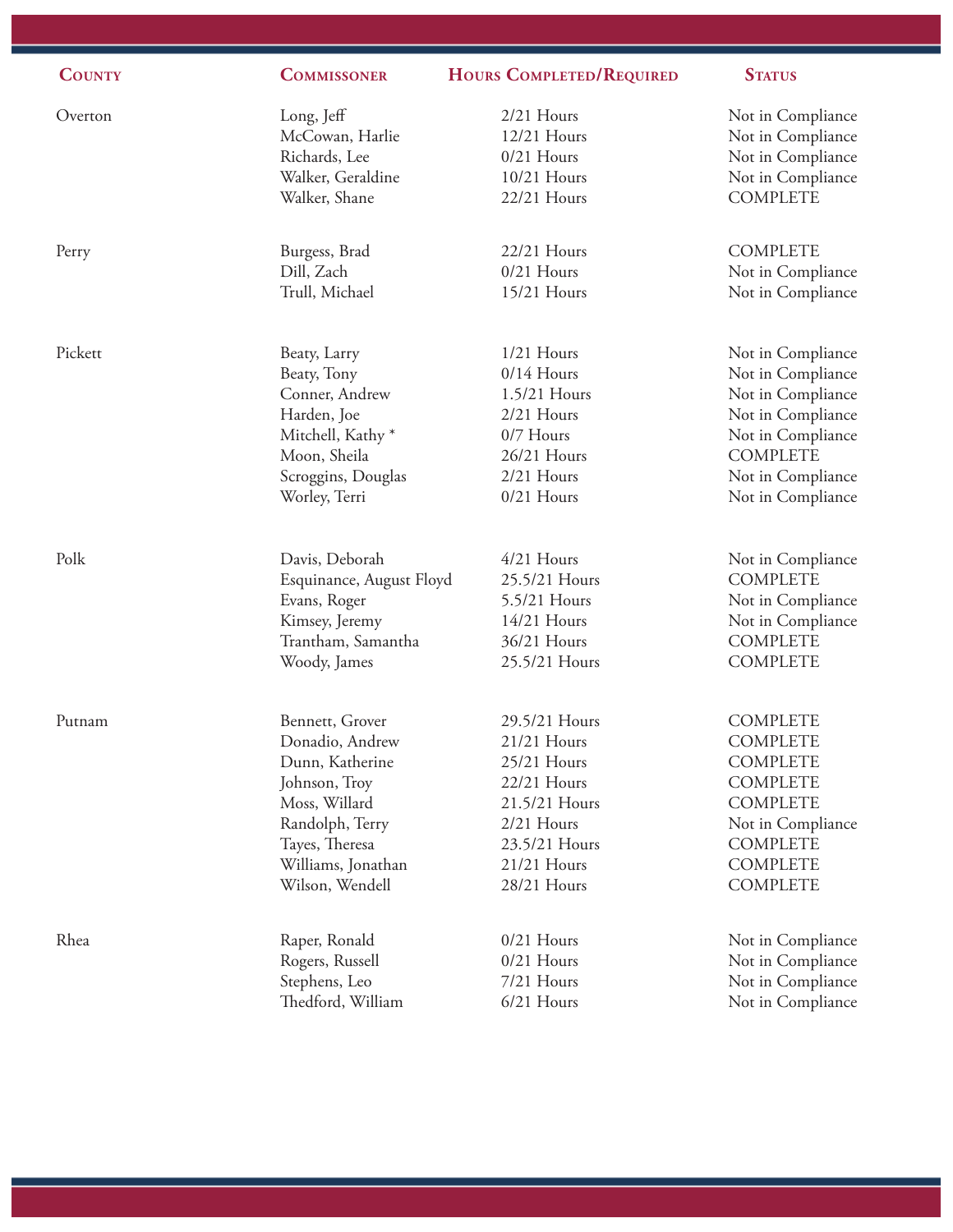| County | Commissoner | Hours Completed/Required | Status |
|---|---|---|---|
| Overton | Long, Jeff | 2/21 Hours | Not in Compliance |
| | McCowan, Harlie | 12/21 Hours | Not in Compliance |
| | Richards, Lee | 0/21 Hours | Not in Compliance |
| | Walker, Geraldine | 10/21 Hours | Not in Compliance |
| | Walker, Shane | 22/21 Hours | COMPLETE |
| Perry | Burgess, Brad | 22/21 Hours | COMPLETE |
| | Dill, Zach | 0/21 Hours | Not in Compliance |
| | Trull, Michael | 15/21 Hours | Not in Compliance |
| Pickett | Beaty, Larry | 1/21 Hours | Not in Compliance |
| | Beaty, Tony | 0/14 Hours | Not in Compliance |
| | Conner, Andrew | 1.5/21 Hours | Not in Compliance |
| | Harden, Joe | 2/21 Hours | Not in Compliance |
| | Mitchell, Kathy * | 0/7 Hours | Not in Compliance |
| | Moon, Sheila | 26/21 Hours | COMPLETE |
| | Scroggins, Douglas | 2/21 Hours | Not in Compliance |
| | Worley, Terri | 0/21 Hours | Not in Compliance |
| Polk | Davis, Deborah | 4/21 Hours | Not in Compliance |
| | Esquinance, August Floyd | 25.5/21 Hours | COMPLETE |
| | Evans, Roger | 5.5/21 Hours | Not in Compliance |
| | Kimsey, Jeremy | 14/21 Hours | Not in Compliance |
| | Trantham, Samantha | 36/21 Hours | COMPLETE |
| | Woody, James | 25.5/21 Hours | COMPLETE |
| Putnam | Bennett, Grover | 29.5/21 Hours | COMPLETE |
| | Donadio, Andrew | 21/21 Hours | COMPLETE |
| | Dunn, Katherine | 25/21 Hours | COMPLETE |
| | Johnson, Troy | 22/21 Hours | COMPLETE |
| | Moss, Willard | 21.5/21 Hours | COMPLETE |
| | Randolph, Terry | 2/21 Hours | Not in Compliance |
| | Tayes, Theresa | 23.5/21 Hours | COMPLETE |
| | Williams, Jonathan | 21/21 Hours | COMPLETE |
| | Wilson, Wendell | 28/21 Hours | COMPLETE |
| Rhea | Raper, Ronald | 0/21 Hours | Not in Compliance |
| | Rogers, Russell | 0/21 Hours | Not in Compliance |
| | Stephens, Leo | 7/21 Hours | Not in Compliance |
| | Thedford, William | 6/21 Hours | Not in Compliance |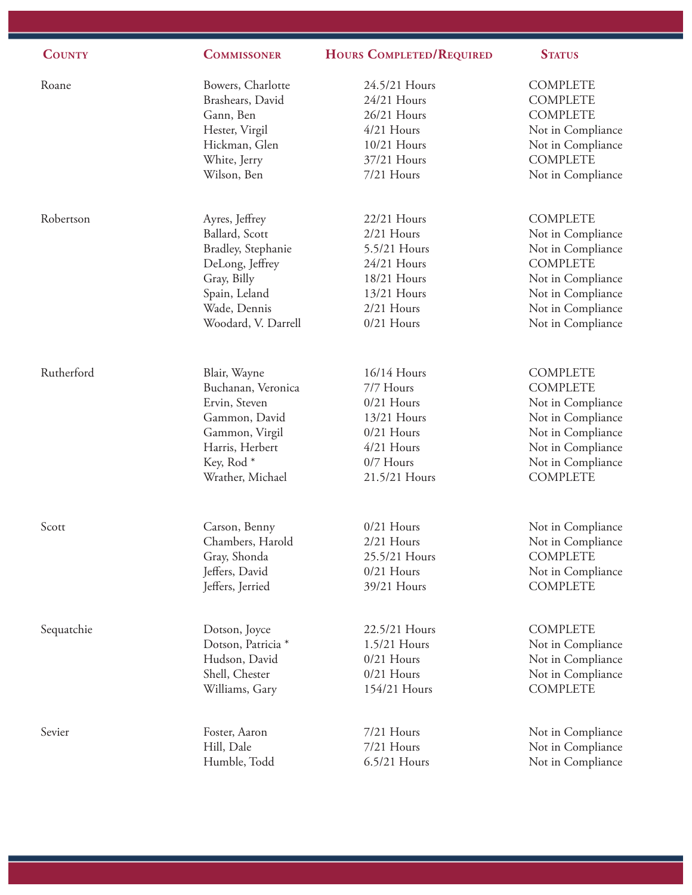| County | Commissoner | Hours Completed/Required | Status |
|---|---|---|---|
| Roane | Bowers, Charlotte | 24.5/21 Hours | COMPLETE |
| | Brashears, David | 24/21 Hours | COMPLETE |
| | Gann, Ben | 26/21 Hours | COMPLETE |
| | Hester, Virgil | 4/21 Hours | Not in Compliance |
| | Hickman, Glen | 10/21 Hours | Not in Compliance |
| | White, Jerry | 37/21 Hours | COMPLETE |
| | Wilson, Ben | 7/21 Hours | Not in Compliance |
| Robertson | Ayres, Jeffrey | 22/21 Hours | COMPLETE |
| | Ballard, Scott | 2/21 Hours | Not in Compliance |
| | Bradley, Stephanie | 5.5/21 Hours | Not in Compliance |
| | DeLong, Jeffrey | 24/21 Hours | COMPLETE |
| | Gray, Billy | 18/21 Hours | Not in Compliance |
| | Spain, Leland | 13/21 Hours | Not in Compliance |
| | Wade, Dennis | 2/21 Hours | Not in Compliance |
| | Woodard, V. Darrell | 0/21 Hours | Not in Compliance |
| Rutherford | Blair, Wayne | 16/14 Hours | COMPLETE |
| | Buchanan, Veronica | 7/7 Hours | COMPLETE |
| | Ervin, Steven | 0/21 Hours | Not in Compliance |
| | Gammon, David | 13/21 Hours | Not in Compliance |
| | Gammon, Virgil | 0/21 Hours | Not in Compliance |
| | Harris, Herbert | 4/21 Hours | Not in Compliance |
| | Key, Rod * | 0/7 Hours | Not in Compliance |
| | Wrather, Michael | 21.5/21 Hours | COMPLETE |
| Scott | Carson, Benny | 0/21 Hours | Not in Compliance |
| | Chambers, Harold | 2/21 Hours | Not in Compliance |
| | Gray, Shonda | 25.5/21 Hours | COMPLETE |
| | Jeffers, David | 0/21 Hours | Not in Compliance |
| | Jeffers, Jerried | 39/21 Hours | COMPLETE |
| Sequatchie | Dotson, Joyce | 22.5/21 Hours | COMPLETE |
| | Dotson, Patricia * | 1.5/21 Hours | Not in Compliance |
| | Hudson, David | 0/21 Hours | Not in Compliance |
| | Shell, Chester | 0/21 Hours | Not in Compliance |
| | Williams, Gary | 154/21 Hours | COMPLETE |
| Sevier | Foster, Aaron | 7/21 Hours | Not in Compliance |
| | Hill, Dale | 7/21 Hours | Not in Compliance |
| | Humble, Todd | 6.5/21 Hours | Not in Compliance |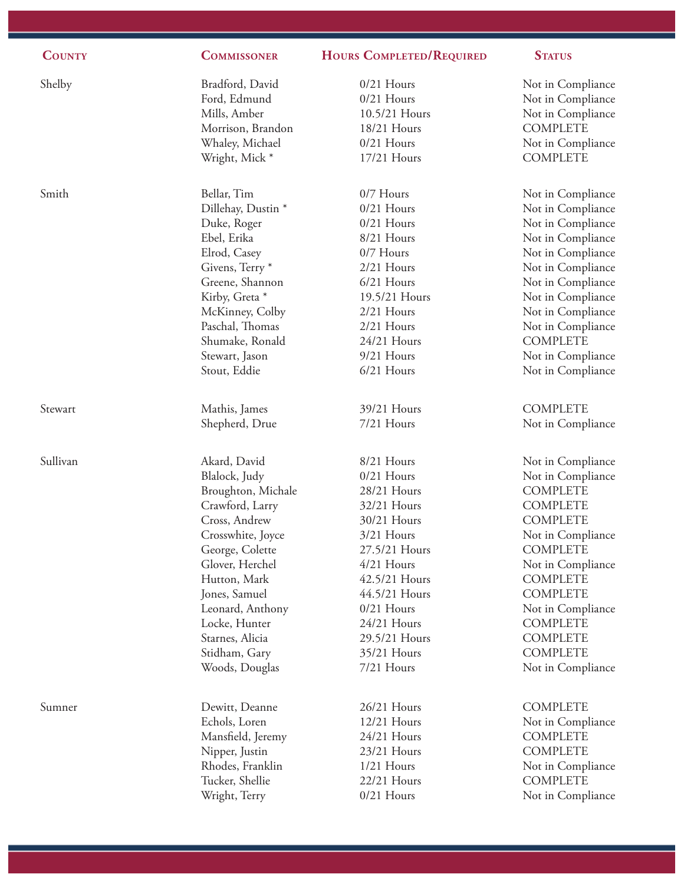| County | Commissoner | Hours Completed/Required | Status |
|---|---|---|---|
| Shelby | Bradford, David | 0/21 Hours | Not in Compliance |
| | Ford, Edmund | 0/21 Hours | Not in Compliance |
| | Mills, Amber | 10.5/21 Hours | Not in Compliance |
| | Morrison, Brandon | 18/21 Hours | COMPLETE |
| | Whaley, Michael | 0/21 Hours | Not in Compliance |
| | Wright, Mick * | 17/21 Hours | COMPLETE |
| Smith | Bellar, Tim | 0/7 Hours | Not in Compliance |
| | Dillehay, Dustin * | 0/21 Hours | Not in Compliance |
| | Duke, Roger | 0/21 Hours | Not in Compliance |
| | Ebel, Erika | 8/21 Hours | Not in Compliance |
| | Elrod, Casey | 0/7 Hours | Not in Compliance |
| | Givens, Terry * | 2/21 Hours | Not in Compliance |
| | Greene, Shannon | 6/21 Hours | Not in Compliance |
| | Kirby, Greta * | 19.5/21 Hours | Not in Compliance |
| | McKinney, Colby | 2/21 Hours | Not in Compliance |
| | Paschal, Thomas | 2/21 Hours | Not in Compliance |
| | Shumake, Ronald | 24/21 Hours | COMPLETE |
| | Stewart, Jason | 9/21 Hours | Not in Compliance |
| | Stout, Eddie | 6/21 Hours | Not in Compliance |
| Stewart | Mathis, James | 39/21 Hours | COMPLETE |
| | Shepherd, Drue | 7/21 Hours | Not in Compliance |
| Sullivan | Akard, David | 8/21 Hours | Not in Compliance |
| | Blalock, Judy | 0/21 Hours | Not in Compliance |
| | Broughton, Michale | 28/21 Hours | COMPLETE |
| | Crawford, Larry | 32/21 Hours | COMPLETE |
| | Cross, Andrew | 30/21 Hours | COMPLETE |
| | Crosswhite, Joyce | 3/21 Hours | Not in Compliance |
| | George, Colette | 27.5/21 Hours | COMPLETE |
| | Glover, Herchel | 4/21 Hours | Not in Compliance |
| | Hutton, Mark | 42.5/21 Hours | COMPLETE |
| | Jones, Samuel | 44.5/21 Hours | COMPLETE |
| | Leonard, Anthony | 0/21 Hours | Not in Compliance |
| | Locke, Hunter | 24/21 Hours | COMPLETE |
| | Starnes, Alicia | 29.5/21 Hours | COMPLETE |
| | Stidham, Gary | 35/21 Hours | COMPLETE |
| | Woods, Douglas | 7/21 Hours | Not in Compliance |
| Sumner | Dewitt, Deanne | 26/21 Hours | COMPLETE |
| | Echols, Loren | 12/21 Hours | Not in Compliance |
| | Mansfield, Jeremy | 24/21 Hours | COMPLETE |
| | Nipper, Justin | 23/21 Hours | COMPLETE |
| | Rhodes, Franklin | 1/21 Hours | Not in Compliance |
| | Tucker, Shellie | 22/21 Hours | COMPLETE |
| | Wright, Terry | 0/21 Hours | Not in Compliance |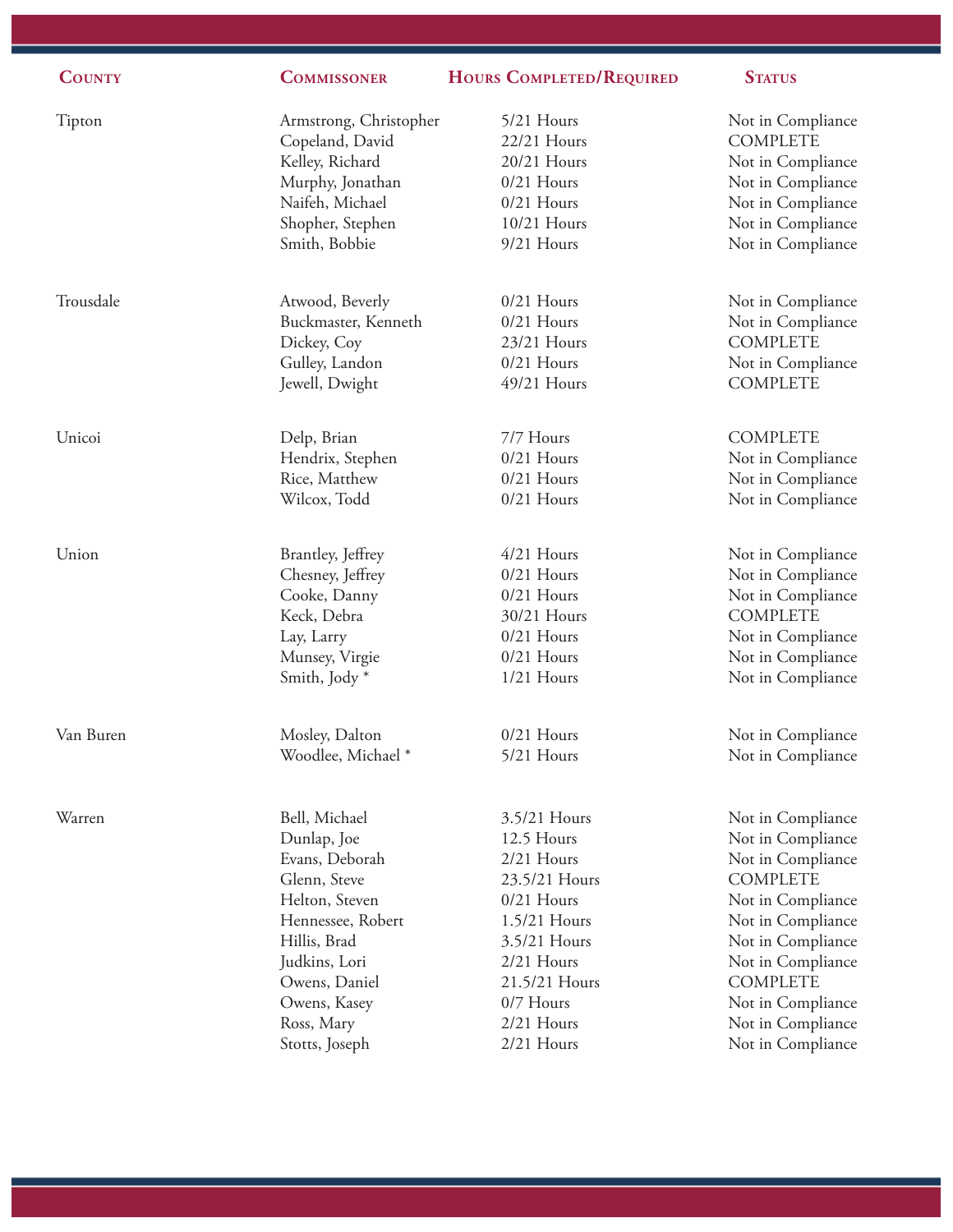| County | Commissoner | Hours Completed/Required | Status |
| --- | --- | --- | --- |
| Tipton | Armstrong, Christopher | 5/21 Hours | Not in Compliance |
| | Copeland, David | 22/21 Hours | COMPLETE |
| | Kelley, Richard | 20/21 Hours | Not in Compliance |
| | Murphy, Jonathan | 0/21 Hours | Not in Compliance |
| | Naifeh, Michael | 0/21 Hours | Not in Compliance |
| | Shopher, Stephen | 10/21 Hours | Not in Compliance |
| | Smith, Bobbie | 9/21 Hours | Not in Compliance |
| Trousdale | Atwood, Beverly | 0/21 Hours | Not in Compliance |
| | Buckmaster, Kenneth | 0/21 Hours | Not in Compliance |
| | Dickey, Coy | 23/21 Hours | COMPLETE |
| | Gulley, Landon | 0/21 Hours | Not in Compliance |
| | Jewell, Dwight | 49/21 Hours | COMPLETE |
| Unicoi | Delp, Brian | 7/7 Hours | COMPLETE |
| | Hendrix, Stephen | 0/21 Hours | Not in Compliance |
| | Rice, Matthew | 0/21 Hours | Not in Compliance |
| | Wilcox, Todd | 0/21 Hours | Not in Compliance |
| Union | Brantley, Jeffrey | 4/21 Hours | Not in Compliance |
| | Chesney, Jeffrey | 0/21 Hours | Not in Compliance |
| | Cooke, Danny | 0/21 Hours | Not in Compliance |
| | Keck, Debra | 30/21 Hours | COMPLETE |
| | Lay, Larry | 0/21 Hours | Not in Compliance |
| | Munsey, Virgie | 0/21 Hours | Not in Compliance |
| | Smith, Jody * | 1/21 Hours | Not in Compliance |
| Van Buren | Mosley, Dalton | 0/21 Hours | Not in Compliance |
| | Woodlee, Michael * | 5/21 Hours | Not in Compliance |
| Warren | Bell, Michael | 3.5/21 Hours | Not in Compliance |
| | Dunlap, Joe | 12.5 Hours | Not in Compliance |
| | Evans, Deborah | 2/21 Hours | Not in Compliance |
| | Glenn, Steve | 23.5/21 Hours | COMPLETE |
| | Helton, Steven | 0/21 Hours | Not in Compliance |
| | Hennessee, Robert | 1.5/21 Hours | Not in Compliance |
| | Hillis, Brad | 3.5/21 Hours | Not in Compliance |
| | Judkins, Lori | 2/21 Hours | Not in Compliance |
| | Owens, Daniel | 21.5/21 Hours | COMPLETE |
| | Owens, Kasey | 0/7 Hours | Not in Compliance |
| | Ross, Mary | 2/21 Hours | Not in Compliance |
| | Stotts, Joseph | 2/21 Hours | Not in Compliance |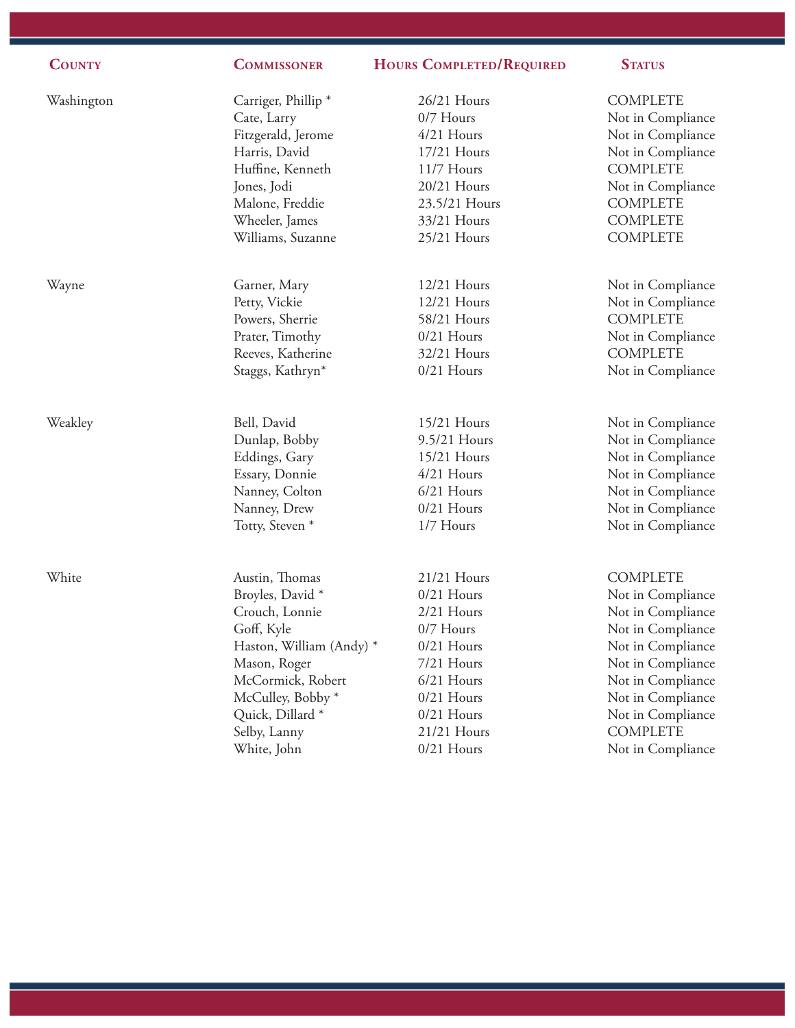| County | Commissoner | Hours Completed/Required | Status |
| --- | --- | --- | --- |
| Washington | Carriger, Phillip * | 26/21 Hours | COMPLETE |
| | Cate, Larry | 0/7 Hours | Not in Compliance |
| | Fitzgerald, Jerome | 4/21 Hours | Not in Compliance |
| | Harris, David | 17/21 Hours | Not in Compliance |
| | Huffine, Kenneth | 11/7 Hours | COMPLETE |
| | Jones, Jodi | 20/21 Hours | Not in Compliance |
| | Malone, Freddie | 23.5/21 Hours | COMPLETE |
| | Wheeler, James | 33/21 Hours | COMPLETE |
| | Williams, Suzanne | 25/21 Hours | COMPLETE |
| Wayne | Garner, Mary | 12/21 Hours | Not in Compliance |
| | Petty, Vickie | 12/21 Hours | Not in Compliance |
| | Powers, Sherrie | 58/21 Hours | COMPLETE |
| | Prater, Timothy | 0/21 Hours | Not in Compliance |
| | Reeves, Katherine | 32/21 Hours | COMPLETE |
| | Staggs, Kathryn* | 0/21 Hours | Not in Compliance |
| Weakley | Bell, David | 15/21 Hours | Not in Compliance |
| | Dunlap, Bobby | 9.5/21 Hours | Not in Compliance |
| | Eddings, Gary | 15/21 Hours | Not in Compliance |
| | Essary, Donnie | 4/21 Hours | Not in Compliance |
| | Nanney, Colton | 6/21 Hours | Not in Compliance |
| | Nanney, Drew | 0/21 Hours | Not in Compliance |
| | Totty, Steven * | 1/7 Hours | Not in Compliance |
| White | Austin, Thomas | 21/21 Hours | COMPLETE |
| | Broyles, David * | 0/21 Hours | Not in Compliance |
| | Crouch, Lonnie | 2/21 Hours | Not in Compliance |
| | Goff, Kyle | 0/7 Hours | Not in Compliance |
| | Haston, William (Andy) * | 0/21 Hours | Not in Compliance |
| | Mason, Roger | 7/21 Hours | Not in Compliance |
| | McCormick, Robert | 6/21 Hours | Not in Compliance |
| | McCulley, Bobby * | 0/21 Hours | Not in Compliance |
| | Quick, Dillard * | 0/21 Hours | Not in Compliance |
| | Selby, Lanny | 21/21 Hours | COMPLETE |
| | White, John | 0/21 Hours | Not in Compliance |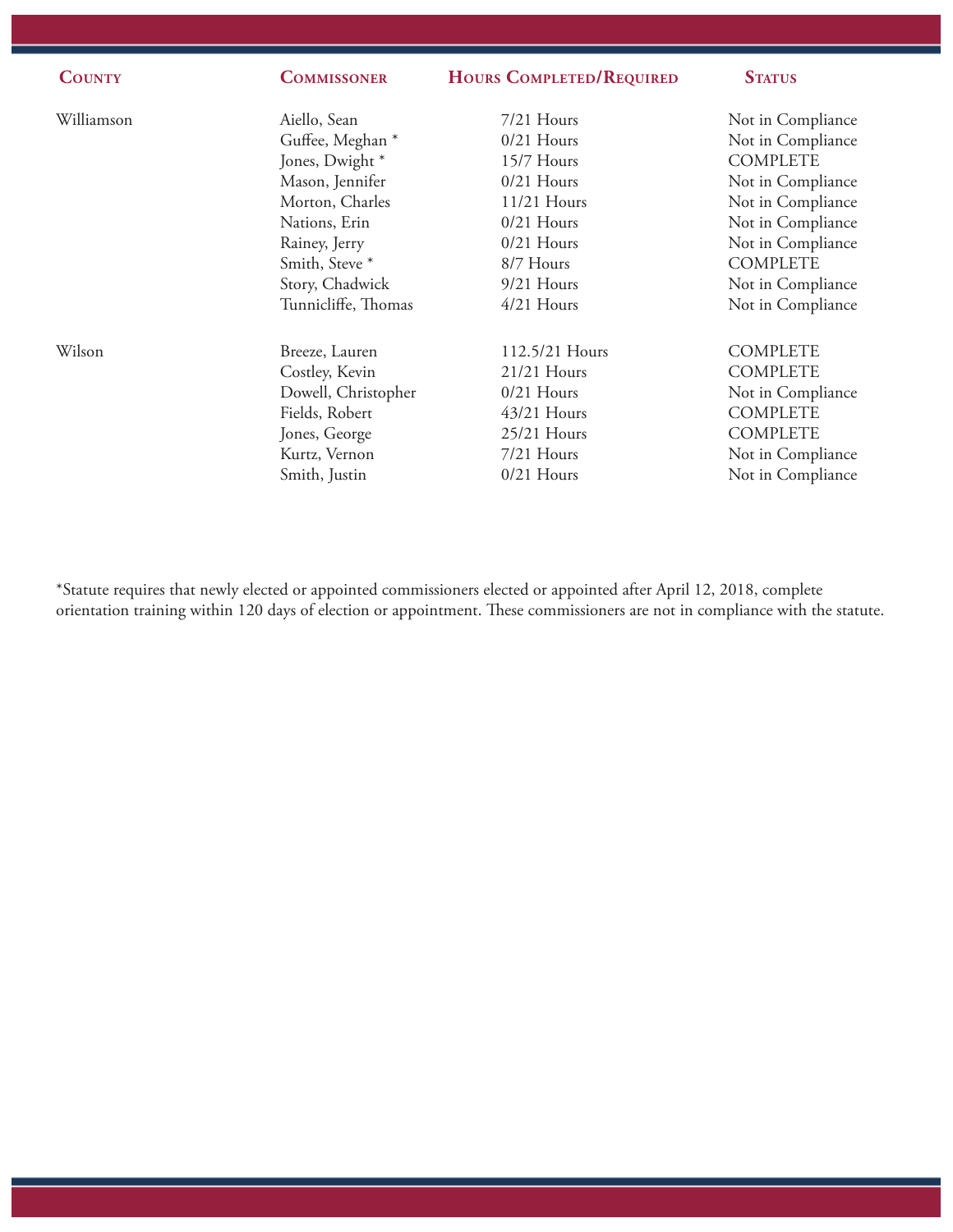| County | Commissoner | Hours Completed/Required | Status |
|---|---|---|---|
| Williamson | Aiello, Sean | 7/21 Hours | Not in Compliance |
| | Guffee, Meghan * | 0/21 Hours | Not in Compliance |
| | Jones, Dwight * | 15/7 Hours | COMPLETE |
| | Mason, Jennifer | 0/21 Hours | Not in Compliance |
| | Morton, Charles | 11/21 Hours | Not in Compliance |
| | Nations, Erin | 0/21 Hours | Not in Compliance |
| | Rainey, Jerry | 0/21 Hours | Not in Compliance |
| | Smith, Steve * | 8/7 Hours | COMPLETE |
| | Story, Chadwick | 9/21 Hours | Not in Compliance |
| | Tunnicliffe, Thomas | 4/21 Hours | Not in Compliance |
| Wilson | Breeze, Lauren | 112.5/21 Hours | COMPLETE |
| | Costley, Kevin | 21/21 Hours | COMPLETE |
| | Dowell, Christopher | 0/21 Hours | Not in Compliance |
| | Fields, Robert | 43/21 Hours | COMPLETE |
| | Jones, George | 25/21 Hours | COMPLETE |
| | Kurtz, Vernon | 7/21 Hours | Not in Compliance |
| | Smith, Justin | 0/21 Hours | Not in Compliance |

*Statute requires that newly elected or appointed commissioners elected or appointed after April 12, 2018, complete orientation training within 120 days of election or appointment. These commissioners are not in compliance with the statute.